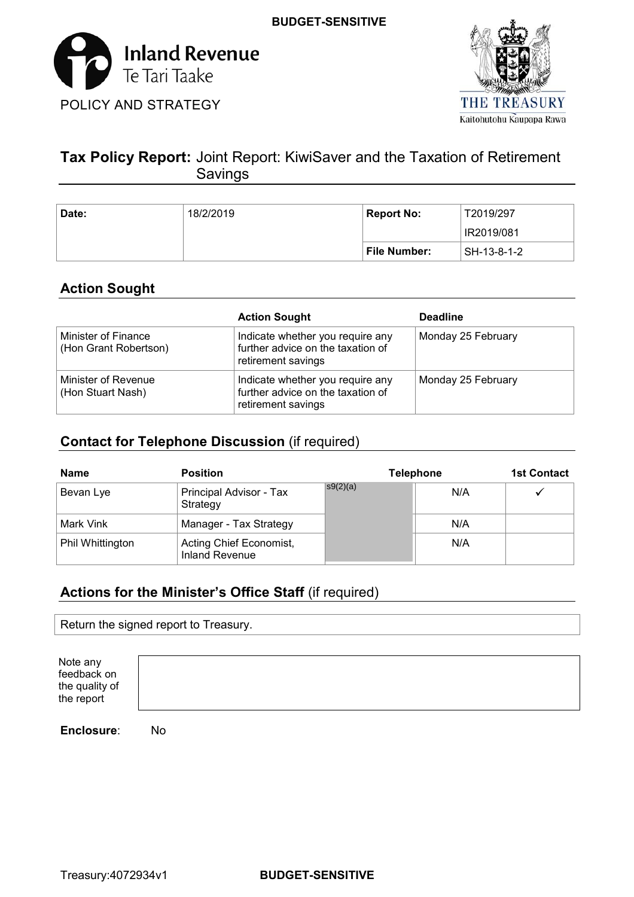BUDGET-SENSITIVE

Inland Revenue
Te Tari Taake

POLICY AND STRATEGY

THE TREASURY
Kaitohutohu Kaupapa Rawa

# Tax Policy Report: Joint Report: KiwiSaver and the Taxation of Retirement Savings

| Date: | 18/2/2019 | Report No: | T2019/297 |
|---|---|---|---|
| | | | IR2019/081 |
| | | File Number: | SH-13-8-1-2 |

## Action Sought

| | Action Sought | Deadline |
|---|---|---|
| Minister of Finance (Hon Grant Robertson) | Indicate whether you require any further advice on the taxation of retirement savings | Monday 25 February |
| Minister of Revenue (Hon Stuart Nash) | Indicate whether you require any further advice on the taxation of retirement savings | Monday 25 February |

## Contact for Telephone Discussion (if required)

| Name | Position | Telephone | | 1st Contact |
|---|---|---|---|---|
| Bevan Lye | Principal Advisor - Tax Strategy | s9(2)(a) | N/A | ✓ |
| Mark Vink | Manager - Tax Strategy | | N/A | |
| Phil Whittington | Acting Chief Economist, Inland Revenue | | N/A | |

## Actions for the Minister's Office Staff (if required)

Return the signed report to Treasury.

Note any feedback on the quality of the report

**Enclosure**: No

Treasury:4072934v1

BUDGET-SENSITIVE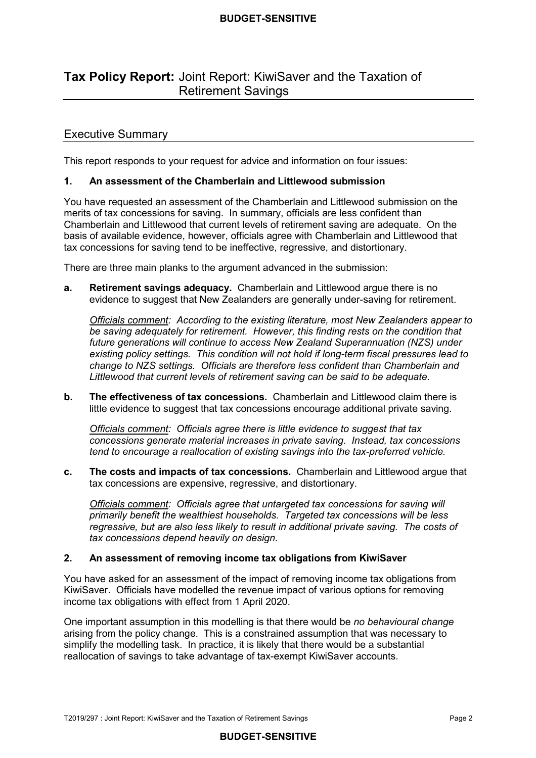# **Tax Policy Report:** Joint Report: KiwiSaver and the Taxation of Retirement Savings

## Executive Summary

This report responds to your request for advice and information on four issues:

### 1. An assessment of the Chamberlain and Littlewood submission

You have requested an assessment of the Chamberlain and Littlewood submission on the merits of tax concessions for saving. In summary, officials are less confident than Chamberlain and Littlewood that current levels of retirement saving are adequate. On the basis of available evidence, however, officials agree with Chamberlain and Littlewood that tax concessions for saving tend to be ineffective, regressive, and distortionary.

There are three main planks to the argument advanced in the submission:

**a. Retirement savings adequacy.** Chamberlain and Littlewood argue there is no evidence to suggest that New Zealanders are generally under-saving for retirement.

*Officials comment: According to the existing literature, most New Zealanders appear to be saving adequately for retirement. However, this finding rests on the condition that future generations will continue to access New Zealand Superannuation (NZS) under existing policy settings. This condition will not hold if long-term fiscal pressures lead to change to NZS settings. Officials are therefore less confident than Chamberlain and Littlewood that current levels of retirement saving can be said to be adequate.*

**b. The effectiveness of tax concessions.** Chamberlain and Littlewood claim there is little evidence to suggest that tax concessions encourage additional private saving.

*Officials comment: Officials agree there is little evidence to suggest that tax concessions generate material increases in private saving. Instead, tax concessions tend to encourage a reallocation of existing savings into the tax-preferred vehicle.*

**c. The costs and impacts of tax concessions.** Chamberlain and Littlewood argue that tax concessions are expensive, regressive, and distortionary.

*Officials comment: Officials agree that untargeted tax concessions for saving will primarily benefit the wealthiest households. Targeted tax concessions will be less regressive, but are also less likely to result in additional private saving. The costs of tax concessions depend heavily on design.*

### 2. An assessment of removing income tax obligations from KiwiSaver

You have asked for an assessment of the impact of removing income tax obligations from KiwiSaver. Officials have modelled the revenue impact of various options for removing income tax obligations with effect from 1 April 2020.

One important assumption in this modelling is that there would be *no behavioural change* arising from the policy change. This is a constrained assumption that was necessary to simplify the modelling task. In practice, it is likely that there would be a substantial reallocation of savings to take advantage of tax-exempt KiwiSaver accounts.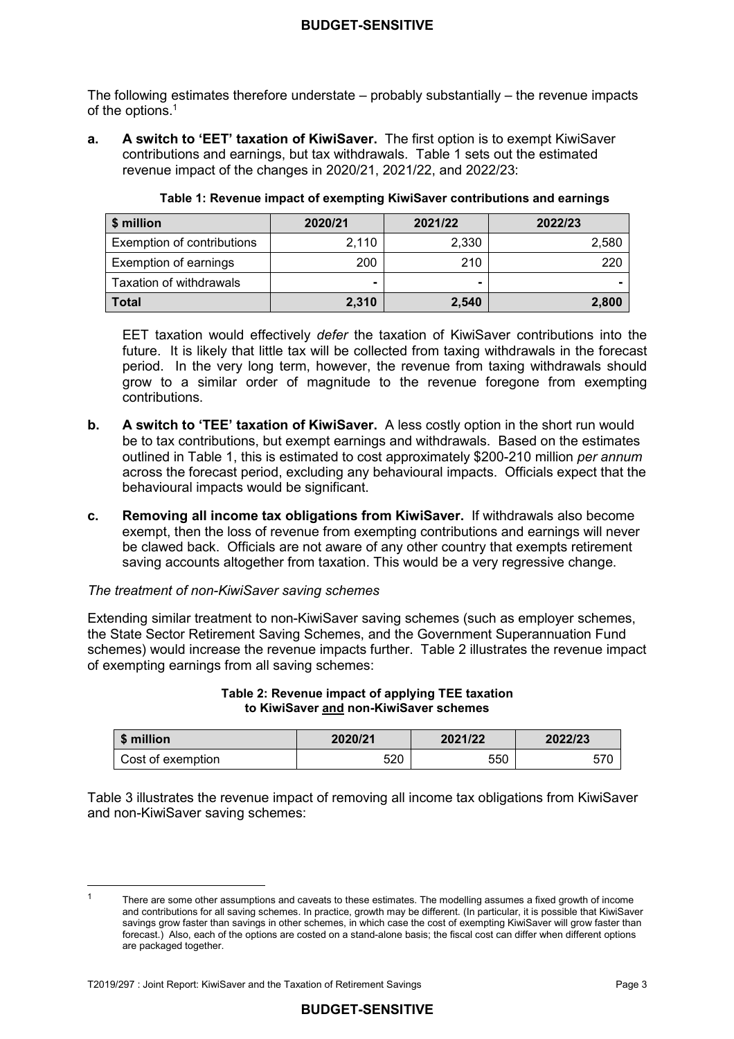The following estimates therefore understate – probably substantially – the revenue impacts of the options.[1]

**a. A switch to 'EET' taxation of KiwiSaver.** The first option is to exempt KiwiSaver contributions and earnings, but tax withdrawals. Table 1 sets out the estimated revenue impact of the changes in 2020/21, 2021/22, and 2022/23:

**Table 1: Revenue impact of exempting KiwiSaver contributions and earnings**

| $ million | 2020/21 | 2021/22 | 2022/23 |
|---|---|---|---|
| Exemption of contributions | 2,110 | 2,330 | 2,580 |
| Exemption of earnings | 200 | 210 | 220 |
| Taxation of withdrawals | - | - | - |
| **Total** | **2,310** | **2,540** | **2,800** |

EET taxation would effectively *defer* the taxation of KiwiSaver contributions into the future. It is likely that little tax will be collected from taxing withdrawals in the forecast period. In the very long term, however, the revenue from taxing withdrawals should grow to a similar order of magnitude to the revenue foregone from exempting contributions.

**b. A switch to 'TEE' taxation of KiwiSaver.** A less costly option in the short run would be to tax contributions, but exempt earnings and withdrawals. Based on the estimates outlined in Table 1, this is estimated to cost approximately $200-210 million *per annum* across the forecast period, excluding any behavioural impacts. Officials expect that the behavioural impacts would be significant.

**c. Removing all income tax obligations from KiwiSaver.** If withdrawals also become exempt, then the loss of revenue from exempting contributions and earnings will never be clawed back. Officials are not aware of any other country that exempts retirement saving accounts altogether from taxation. This would be a very regressive change.

*The treatment of non-KiwiSaver saving schemes*

Extending similar treatment to non-KiwiSaver saving schemes (such as employer schemes, the State Sector Retirement Saving Schemes, and the Government Superannuation Fund schemes) would increase the revenue impacts further. Table 2 illustrates the revenue impact of exempting earnings from all saving schemes:

**Table 2: Revenue impact of applying TEE taxation to KiwiSaver <u>and</u> non-KiwiSaver schemes**

| $ million | 2020/21 | 2021/22 | 2022/23 |
|---|---|---|---|
| Cost of exemption | 520 | 550 | 570 |

Table 3 illustrates the revenue impact of removing all income tax obligations from KiwiSaver and non-KiwiSaver saving schemes:

[1] There are some other assumptions and caveats to these estimates. The modelling assumes a fixed growth of income and contributions for all saving schemes. In practice, growth may be different. (In particular, it is possible that KiwiSaver savings grow faster than savings in other schemes, in which case the cost of exempting KiwiSaver will grow faster than forecast.) Also, each of the options are costed on a stand-alone basis; the fiscal cost can differ when different options are packaged together.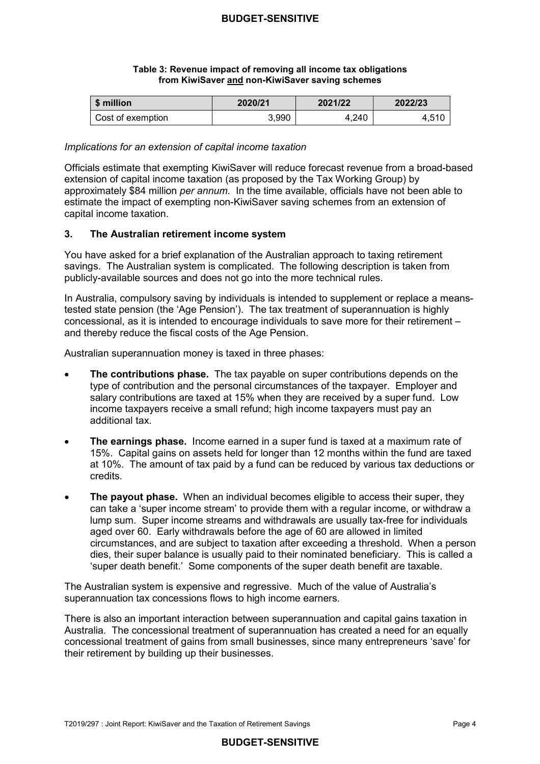**Table 3: Revenue impact of removing all income tax obligations from KiwiSaver and non-KiwiSaver saving schemes**

| $ million | 2020/21 | 2021/22 | 2022/23 |
|---|---|---|---|
| Cost of exemption | 3,990 | 4,240 | 4,510 |

*Implications for an extension of capital income taxation*

Officials estimate that exempting KiwiSaver will reduce forecast revenue from a broad-based extension of capital income taxation (as proposed by the Tax Working Group) by approximately $84 million *per annum*. In the time available, officials have not been able to estimate the impact of exempting non-KiwiSaver saving schemes from an extension of capital income taxation.

## 3. The Australian retirement income system

You have asked for a brief explanation of the Australian approach to taxing retirement savings. The Australian system is complicated. The following description is taken from publicly-available sources and does not go into the more technical rules.

In Australia, compulsory saving by individuals is intended to supplement or replace a means-tested state pension (the 'Age Pension'). The tax treatment of superannuation is highly concessional, as it is intended to encourage individuals to save more for their retirement – and thereby reduce the fiscal costs of the Age Pension.

Australian superannuation money is taxed in three phases:

- **The contributions phase.** The tax payable on super contributions depends on the type of contribution and the personal circumstances of the taxpayer. Employer and salary contributions are taxed at 15% when they are received by a super fund. Low income taxpayers receive a small refund; high income taxpayers must pay an additional tax.
- **The earnings phase.** Income earned in a super fund is taxed at a maximum rate of 15%. Capital gains on assets held for longer than 12 months within the fund are taxed at 10%. The amount of tax paid by a fund can be reduced by various tax deductions or credits.
- **The payout phase.** When an individual becomes eligible to access their super, they can take a 'super income stream' to provide them with a regular income, or withdraw a lump sum. Super income streams and withdrawals are usually tax-free for individuals aged over 60. Early withdrawals before the age of 60 are allowed in limited circumstances, and are subject to taxation after exceeding a threshold. When a person dies, their super balance is usually paid to their nominated beneficiary. This is called a 'super death benefit.' Some components of the super death benefit are taxable.

The Australian system is expensive and regressive. Much of the value of Australia's superannuation tax concessions flows to high income earners.

There is also an important interaction between superannuation and capital gains taxation in Australia. The concessional treatment of superannuation has created a need for an equally concessional treatment of gains from small businesses, since many entrepreneurs 'save' for their retirement by building up their businesses.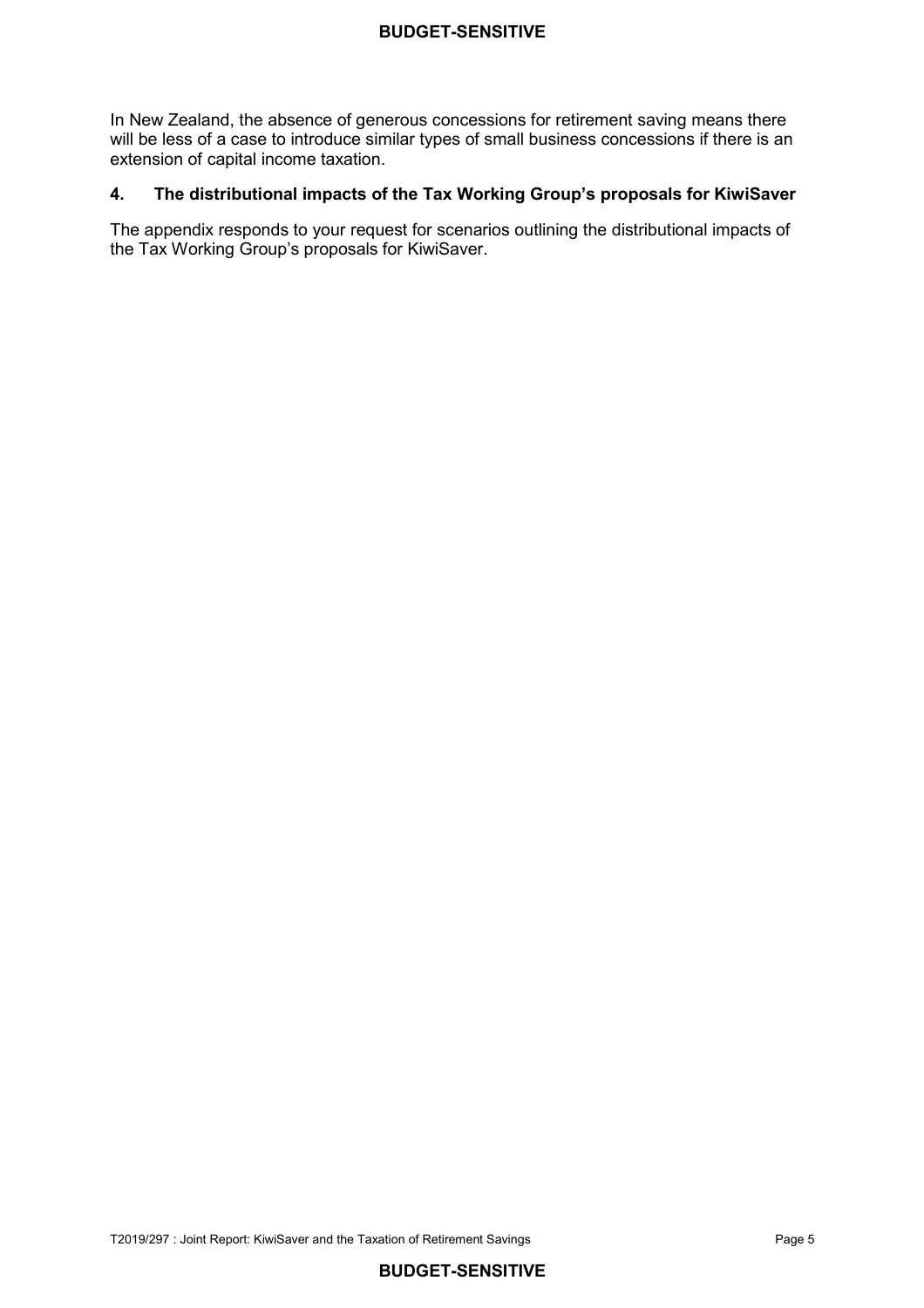In New Zealand, the absence of generous concessions for retirement saving means there will be less of a case to introduce similar types of small business concessions if there is an extension of capital income taxation.

## 4. The distributional impacts of the Tax Working Group's proposals for KiwiSaver

The appendix responds to your request for scenarios outlining the distributional impacts of the Tax Working Group's proposals for KiwiSaver.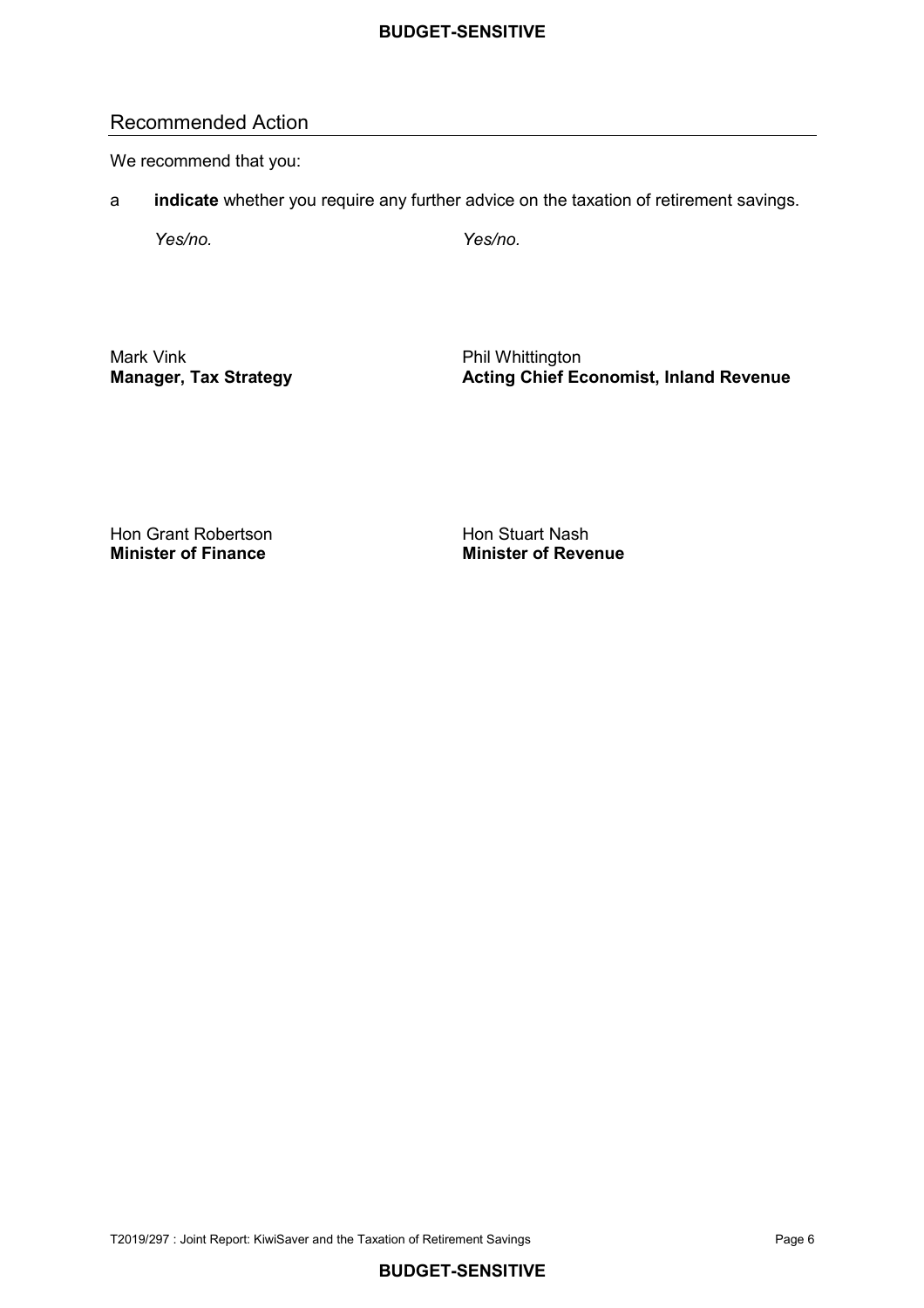## Recommended Action

We recommend that you:

a **indicate** whether you require any further advice on the taxation of retirement savings.

*Yes/no.* *Yes/no.*

Mark Vink
**Manager, Tax Strategy**

Phil Whittington
**Acting Chief Economist, Inland Revenue**

Hon Grant Robertson
**Minister of Finance**

Hon Stuart Nash
**Minister of Revenue**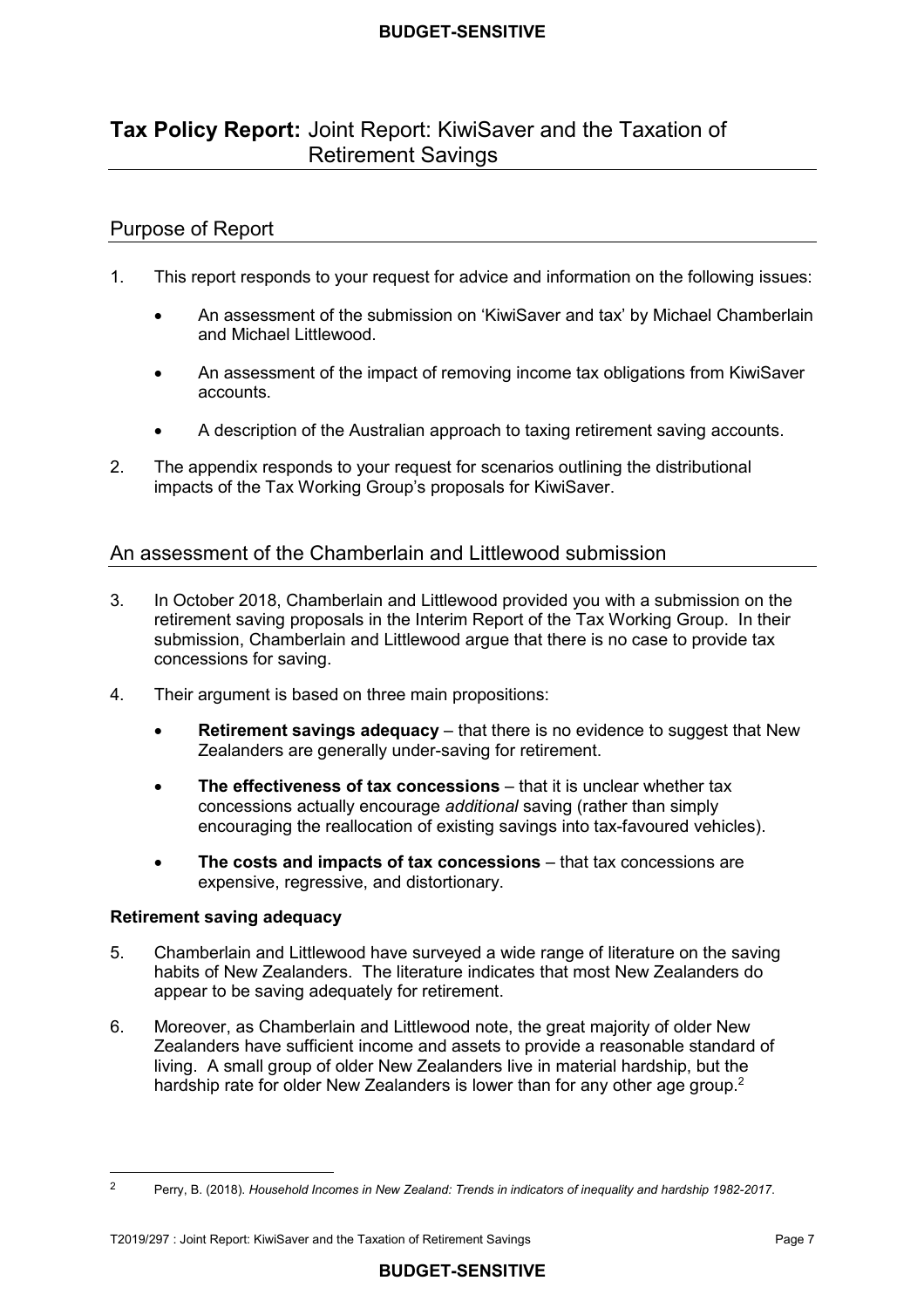# Tax Policy Report: Joint Report: KiwiSaver and the Taxation of Retirement Savings

## Purpose of Report

1. This report responds to your request for advice and information on the following issues:

   - An assessment of the submission on 'KiwiSaver and tax' by Michael Chamberlain and Michael Littlewood.

   - An assessment of the impact of removing income tax obligations from KiwiSaver accounts.

   - A description of the Australian approach to taxing retirement saving accounts.

2. The appendix responds to your request for scenarios outlining the distributional impacts of the Tax Working Group's proposals for KiwiSaver.

## An assessment of the Chamberlain and Littlewood submission

3. In October 2018, Chamberlain and Littlewood provided you with a submission on the retirement saving proposals in the Interim Report of the Tax Working Group. In their submission, Chamberlain and Littlewood argue that there is no case to provide tax concessions for saving.

4. Their argument is based on three main propositions:

   - **Retirement savings adequacy** – that there is no evidence to suggest that New Zealanders are generally under-saving for retirement.

   - **The effectiveness of tax concessions** – that it is unclear whether tax concessions actually encourage *additional* saving (rather than simply encouraging the reallocation of existing savings into tax-favoured vehicles).

   - **The costs and impacts of tax concessions** – that tax concessions are expensive, regressive, and distortionary.

### Retirement saving adequacy

5. Chamberlain and Littlewood have surveyed a wide range of literature on the saving habits of New Zealanders. The literature indicates that most New Zealanders do appear to be saving adequately for retirement.

6. Moreover, as Chamberlain and Littlewood note, the great majority of older New Zealanders have sufficient income and assets to provide a reasonable standard of living. A small group of older New Zealanders live in material hardship, but the hardship rate for older New Zealanders is lower than for any other age group.[2]

---

[2] Perry, B. (2018). *Household Incomes in New Zealand: Trends in indicators of inequality and hardship 1982-2017*.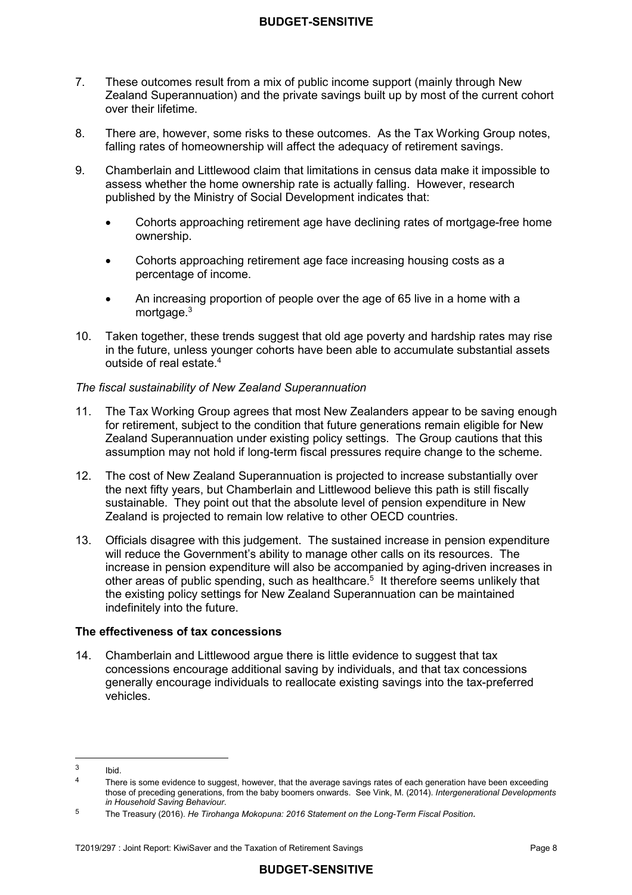7. These outcomes result from a mix of public income support (mainly through New Zealand Superannuation) and the private savings built up by most of the current cohort over their lifetime.

8. There are, however, some risks to these outcomes. As the Tax Working Group notes, falling rates of homeownership will affect the adequacy of retirement savings.

9. Chamberlain and Littlewood claim that limitations in census data make it impossible to assess whether the home ownership rate is actually falling. However, research published by the Ministry of Social Development indicates that:

   - Cohorts approaching retirement age have declining rates of mortgage-free home ownership.
   - Cohorts approaching retirement age face increasing housing costs as a percentage of income.
   - An increasing proportion of people over the age of 65 live in a home with a mortgage.[3]

10. Taken together, these trends suggest that old age poverty and hardship rates may rise in the future, unless younger cohorts have been able to accumulate substantial assets outside of real estate.[4]

*The fiscal sustainability of New Zealand Superannuation*

11. The Tax Working Group agrees that most New Zealanders appear to be saving enough for retirement, subject to the condition that future generations remain eligible for New Zealand Superannuation under existing policy settings. The Group cautions that this assumption may not hold if long-term fiscal pressures require change to the scheme.

12. The cost of New Zealand Superannuation is projected to increase substantially over the next fifty years, but Chamberlain and Littlewood believe this path is still fiscally sustainable. They point out that the absolute level of pension expenditure in New Zealand is projected to remain low relative to other OECD countries.

13. Officials disagree with this judgement. The sustained increase in pension expenditure will reduce the Government's ability to manage other calls on its resources. The increase in pension expenditure will also be accompanied by aging-driven increases in other areas of public spending, such as healthcare.[5] It therefore seems unlikely that the existing policy settings for New Zealand Superannuation can be maintained indefinitely into the future.

**The effectiveness of tax concessions**

14. Chamberlain and Littlewood argue there is little evidence to suggest that tax concessions encourage additional saving by individuals, and that tax concessions generally encourage individuals to reallocate existing savings into the tax-preferred vehicles.

---

[3] Ibid.

[4] There is some evidence to suggest, however, that the average savings rates of each generation have been exceeding those of preceding generations, from the baby boomers onwards. See Vink, M. (2014). *Intergenerational Developments in Household Saving Behaviour*.

[5] The Treasury (2016). *He Tirohanga Mokopuna: 2016 Statement on the Long-Term Fiscal Position*.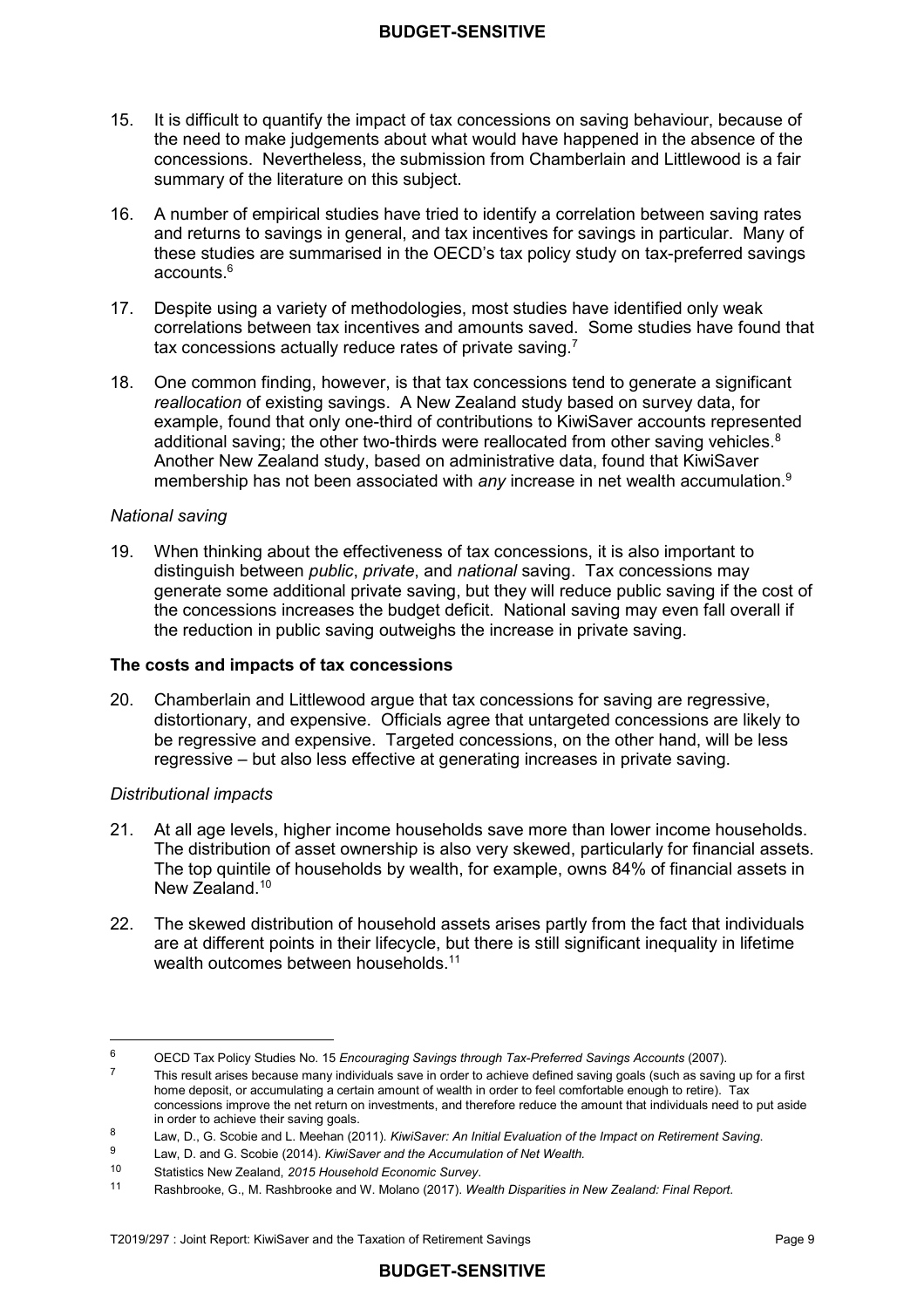15. It is difficult to quantify the impact of tax concessions on saving behaviour, because of the need to make judgements about what would have happened in the absence of the concessions. Nevertheless, the submission from Chamberlain and Littlewood is a fair summary of the literature on this subject.

16. A number of empirical studies have tried to identify a correlation between saving rates and returns to savings in general, and tax incentives for savings in particular. Many of these studies are summarised in the OECD's tax policy study on tax-preferred savings accounts.[6]

17. Despite using a variety of methodologies, most studies have identified only weak correlations between tax incentives and amounts saved. Some studies have found that tax concessions actually reduce rates of private saving.[7]

18. One common finding, however, is that tax concessions tend to generate a significant *reallocation* of existing savings. A New Zealand study based on survey data, for example, found that only one-third of contributions to KiwiSaver accounts represented additional saving; the other two-thirds were reallocated from other saving vehicles.[8] Another New Zealand study, based on administrative data, found that KiwiSaver membership has not been associated with *any* increase in net wealth accumulation.[9]

### *National saving*

19. When thinking about the effectiveness of tax concessions, it is also important to distinguish between *public*, *private*, and *national* saving. Tax concessions may generate some additional private saving, but they will reduce public saving if the cost of the concessions increases the budget deficit. National saving may even fall overall if the reduction in public saving outweighs the increase in private saving.

## The costs and impacts of tax concessions

20. Chamberlain and Littlewood argue that tax concessions for saving are regressive, distortionary, and expensive. Officials agree that untargeted concessions are likely to be regressive and expensive. Targeted concessions, on the other hand, will be less regressive – but also less effective at generating increases in private saving.

### *Distributional impacts*

21. At all age levels, higher income households save more than lower income households. The distribution of asset ownership is also very skewed, particularly for financial assets. The top quintile of households by wealth, for example, owns 84% of financial assets in New Zealand.[10]

22. The skewed distribution of household assets arises partly from the fact that individuals are at different points in their lifecycle, but there is still significant inequality in lifetime wealth outcomes between households.[11]

---

[6] OECD Tax Policy Studies No. 15 *Encouraging Savings through Tax-Preferred Savings Accounts* (2007).

[7] This result arises because many individuals save in order to achieve defined saving goals (such as saving up for a first home deposit, or accumulating a certain amount of wealth in order to feel comfortable enough to retire). Tax concessions improve the net return on investments, and therefore reduce the amount that individuals need to put aside in order to achieve their saving goals.

[8] Law, D., G. Scobie and L. Meehan (2011). *KiwiSaver: An Initial Evaluation of the Impact on Retirement Saving*.

[9] Law, D. and G. Scobie (2014). *KiwiSaver and the Accumulation of Net Wealth.*

[10] Statistics New Zealand, *2015 Household Economic Survey*.

[11] Rashbrooke, G., M. Rashbrooke and W. Molano (2017). *Wealth Disparities in New Zealand: Final Report*.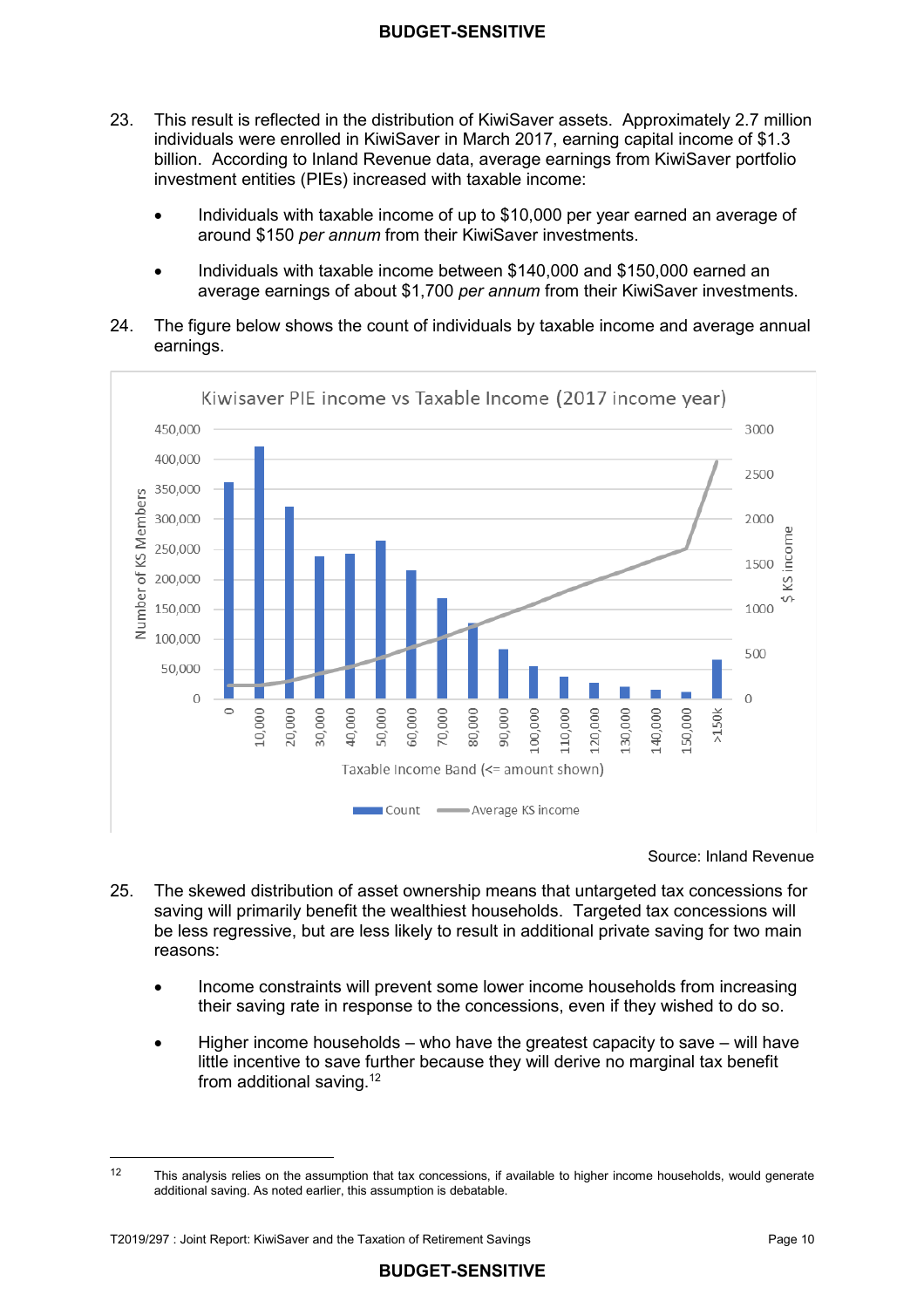23. This result is reflected in the distribution of KiwiSaver assets. Approximately 2.7 million individuals were enrolled in KiwiSaver in March 2017, earning capital income of $1.3 billion. According to Inland Revenue data, average earnings from KiwiSaver portfolio investment entities (PIEs) increased with taxable income:

    - Individuals with taxable income of up to $10,000 per year earned an average of around $150 *per annum* from their KiwiSaver investments.
    - Individuals with taxable income between $140,000 and $150,000 earned an average earnings of about $1,700 *per annum* from their KiwiSaver investments.

24. The figure below shows the count of individuals by taxable income and average annual earnings.

Source: Inland Revenue

25. The skewed distribution of asset ownership means that untargeted tax concessions for saving will primarily benefit the wealthiest households. Targeted tax concessions will be less regressive, but are less likely to result in additional private saving for two main reasons:

    - Income constraints will prevent some lower income households from increasing their saving rate in response to the concessions, even if they wished to do so.
    - Higher income households – who have the greatest capacity to save – will have little incentive to save further because they will derive no marginal tax benefit from additional saving.[12]

---

[12] This analysis relies on the assumption that tax concessions, if available to higher income households, would generate additional saving. As noted earlier, this assumption is debatable.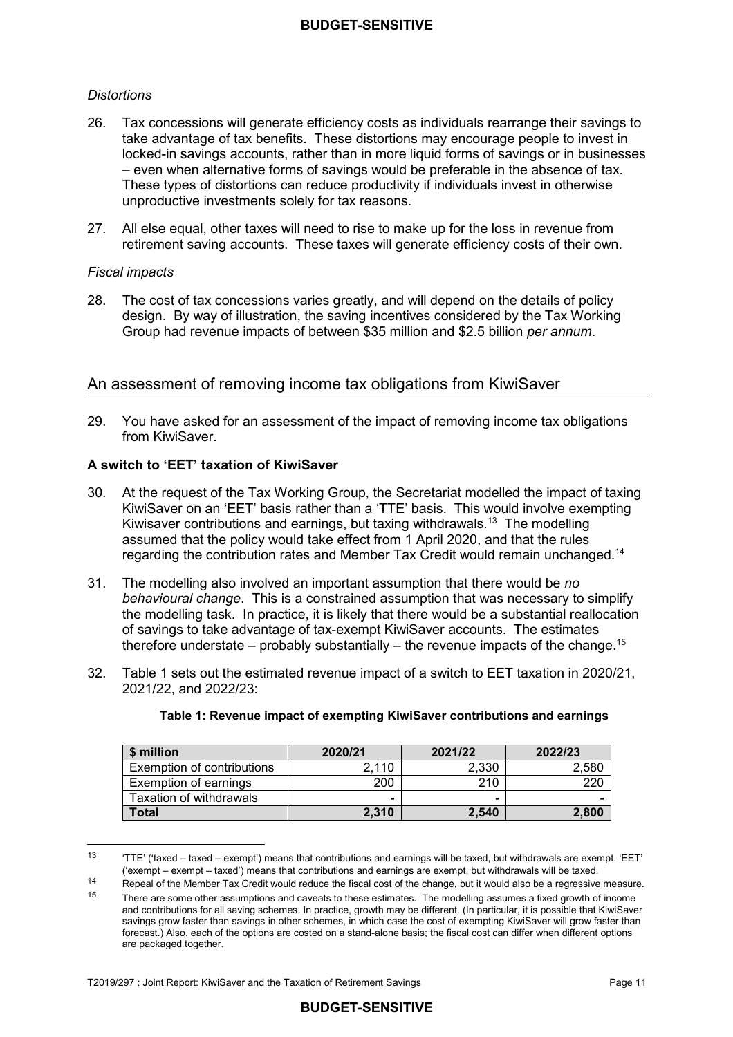*Distortions*

26. Tax concessions will generate efficiency costs as individuals rearrange their savings to take advantage of tax benefits. These distortions may encourage people to invest in locked-in savings accounts, rather than in more liquid forms of savings or in businesses – even when alternative forms of savings would be preferable in the absence of tax. These types of distortions can reduce productivity if individuals invest in otherwise unproductive investments solely for tax reasons.

27. All else equal, other taxes will need to rise to make up for the loss in revenue from retirement saving accounts. These taxes will generate efficiency costs of their own.

*Fiscal impacts*

28. The cost of tax concessions varies greatly, and will depend on the details of policy design. By way of illustration, the saving incentives considered by the Tax Working Group had revenue impacts of between $35 million and $2.5 billion *per annum*.

## An assessment of removing income tax obligations from KiwiSaver

29. You have asked for an assessment of the impact of removing income tax obligations from KiwiSaver.

**A switch to 'EET' taxation of KiwiSaver**

30. At the request of the Tax Working Group, the Secretariat modelled the impact of taxing KiwiSaver on an 'EET' basis rather than a 'TTE' basis. This would involve exempting Kiwisaver contributions and earnings, but taxing withdrawals.[13] The modelling assumed that the policy would take effect from 1 April 2020, and that the rules regarding the contribution rates and Member Tax Credit would remain unchanged.[14]

31. The modelling also involved an important assumption that there would be *no behavioural change*. This is a constrained assumption that was necessary to simplify the modelling task. In practice, it is likely that there would be a substantial reallocation of savings to take advantage of tax-exempt KiwiSaver accounts. The estimates therefore understate – probably substantially – the revenue impacts of the change.[15]

32. Table 1 sets out the estimated revenue impact of a switch to EET taxation in 2020/21, 2021/22, and 2022/23:

**Table 1: Revenue impact of exempting KiwiSaver contributions and earnings**

| **$ million** | **2020/21** | **2021/22** | **2022/23** |
|---|---|---|---|
| Exemption of contributions | 2,110 | 2,330 | 2,580 |
| Exemption of earnings | 200 | 210 | 220 |
| Taxation of withdrawals | - | - | - |
| **Total** | **2,310** | **2,540** | **2,800** |

---

[13] 'TTE' ('taxed – taxed – exempt') means that contributions and earnings will be taxed, but withdrawals are exempt. 'EET' ('exempt – exempt – taxed') means that contributions and earnings are exempt, but withdrawals will be taxed.

[14] Repeal of the Member Tax Credit would reduce the fiscal cost of the change, but it would also be a regressive measure.

[15] There are some other assumptions and caveats to these estimates. The modelling assumes a fixed growth of income and contributions for all saving schemes. In practice, growth may be different. (In particular, it is possible that KiwiSaver savings grow faster than savings in other schemes, in which case the cost of exempting KiwiSaver will grow faster than forecast.) Also, each of the options are costed on a stand-alone basis; the fiscal cost can differ when different options are packaged together.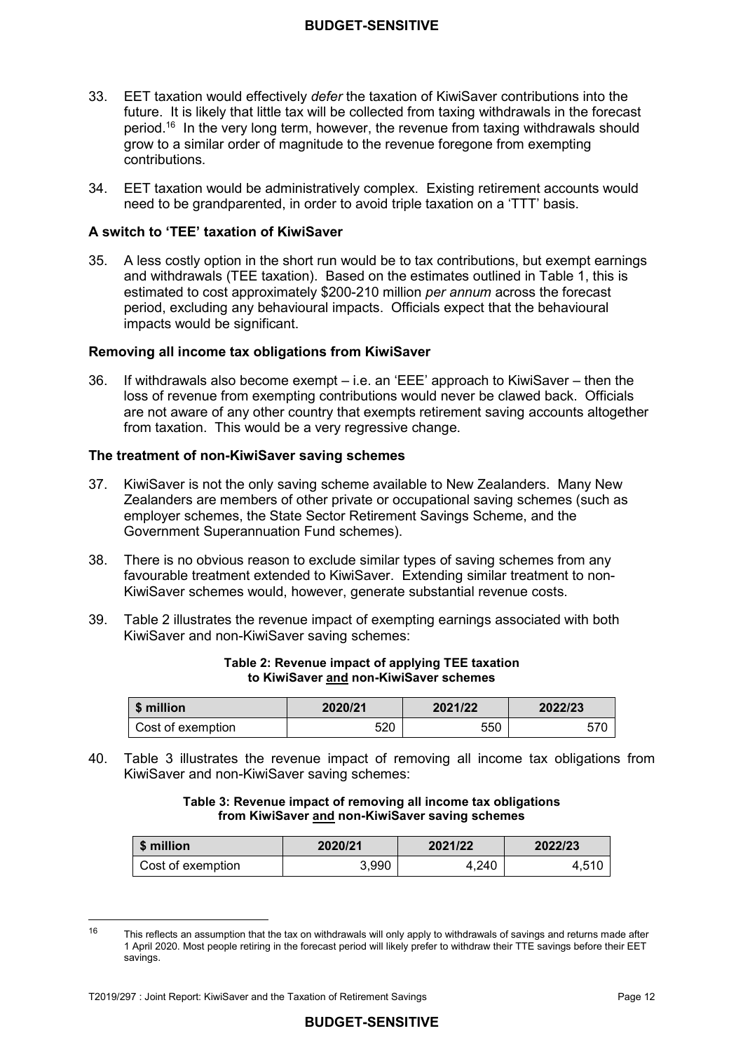33. EET taxation would effectively *defer* the taxation of KiwiSaver contributions into the future. It is likely that little tax will be collected from taxing withdrawals in the forecast period.[16] In the very long term, however, the revenue from taxing withdrawals should grow to a similar order of magnitude to the revenue foregone from exempting contributions.

34. EET taxation would be administratively complex. Existing retirement accounts would need to be grandparented, in order to avoid triple taxation on a 'TTT' basis.

### A switch to 'TEE' taxation of KiwiSaver

35. A less costly option in the short run would be to tax contributions, but exempt earnings and withdrawals (TEE taxation). Based on the estimates outlined in Table 1, this is estimated to cost approximately $200-210 million *per annum* across the forecast period, excluding any behavioural impacts. Officials expect that the behavioural impacts would be significant.

### Removing all income tax obligations from KiwiSaver

36. If withdrawals also become exempt – i.e. an 'EEE' approach to KiwiSaver – then the loss of revenue from exempting contributions would never be clawed back. Officials are not aware of any other country that exempts retirement saving accounts altogether from taxation. This would be a very regressive change.

### The treatment of non-KiwiSaver saving schemes

37. KiwiSaver is not the only saving scheme available to New Zealanders. Many New Zealanders are members of other private or occupational saving schemes (such as employer schemes, the State Sector Retirement Savings Scheme, and the Government Superannuation Fund schemes).

38. There is no obvious reason to exclude similar types of saving schemes from any favourable treatment extended to KiwiSaver. Extending similar treatment to non-KiwiSaver schemes would, however, generate substantial revenue costs.

39. Table 2 illustrates the revenue impact of exempting earnings associated with both KiwiSaver and non-KiwiSaver saving schemes:

**Table 2: Revenue impact of applying TEE taxation to KiwiSaver and non-KiwiSaver schemes**

| $ million | 2020/21 | 2021/22 | 2022/23 |
|---|---|---|---|
| Cost of exemption | 520 | 550 | 570 |

40. Table 3 illustrates the revenue impact of removing all income tax obligations from KiwiSaver and non-KiwiSaver saving schemes:

**Table 3: Revenue impact of removing all income tax obligations from KiwiSaver and non-KiwiSaver saving schemes**

| $ million | 2020/21 | 2021/22 | 2022/23 |
|---|---|---|---|
| Cost of exemption | 3,990 | 4,240 | 4,510 |

---

[16] This reflects an assumption that the tax on withdrawals will only apply to withdrawals of savings and returns made after 1 April 2020. Most people retiring in the forecast period will likely prefer to withdraw their TTE savings before their EET savings.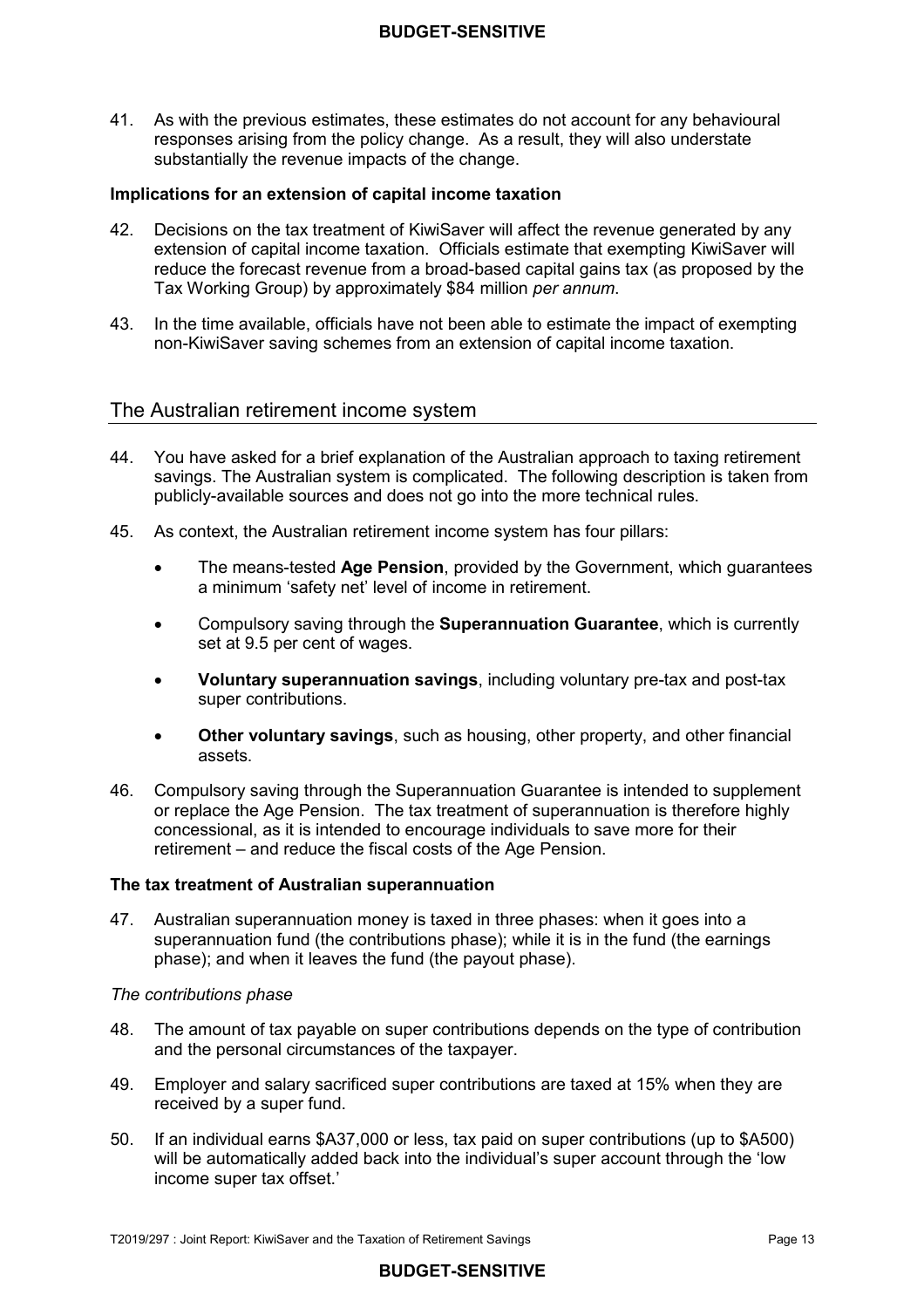41. As with the previous estimates, these estimates do not account for any behavioural responses arising from the policy change. As a result, they will also understate substantially the revenue impacts of the change.

**Implications for an extension of capital income taxation**

42. Decisions on the tax treatment of KiwiSaver will affect the revenue generated by any extension of capital income taxation. Officials estimate that exempting KiwiSaver will reduce the forecast revenue from a broad-based capital gains tax (as proposed by the Tax Working Group) by approximately $84 million *per annum*.

43. In the time available, officials have not been able to estimate the impact of exempting non-KiwiSaver saving schemes from an extension of capital income taxation.

## The Australian retirement income system

44. You have asked for a brief explanation of the Australian approach to taxing retirement savings. The Australian system is complicated. The following description is taken from publicly-available sources and does not go into the more technical rules.

45. As context, the Australian retirement income system has four pillars:

- The means-tested **Age Pension**, provided by the Government, which guarantees a minimum 'safety net' level of income in retirement.
- Compulsory saving through the **Superannuation Guarantee**, which is currently set at 9.5 per cent of wages.
- **Voluntary superannuation savings**, including voluntary pre-tax and post-tax super contributions.
- **Other voluntary savings**, such as housing, other property, and other financial assets.

46. Compulsory saving through the Superannuation Guarantee is intended to supplement or replace the Age Pension. The tax treatment of superannuation is therefore highly concessional, as it is intended to encourage individuals to save more for their retirement – and reduce the fiscal costs of the Age Pension.

**The tax treatment of Australian superannuation**

47. Australian superannuation money is taxed in three phases: when it goes into a superannuation fund (the contributions phase); while it is in the fund (the earnings phase); and when it leaves the fund (the payout phase).

*The contributions phase*

48. The amount of tax payable on super contributions depends on the type of contribution and the personal circumstances of the taxpayer.

49. Employer and salary sacrificed super contributions are taxed at 15% when they are received by a super fund.

50. If an individual earns $A37,000 or less, tax paid on super contributions (up to $A500) will be automatically added back into the individual's super account through the 'low income super tax offset.'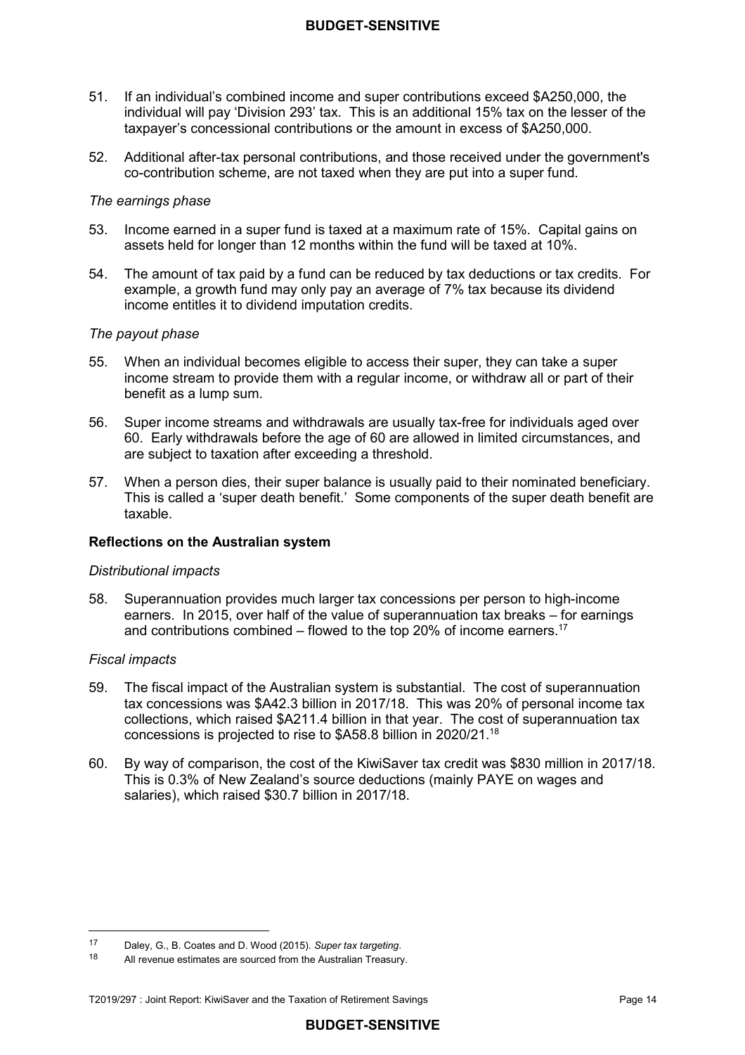51. If an individual's combined income and super contributions exceed $A250,000, the individual will pay 'Division 293' tax. This is an additional 15% tax on the lesser of the taxpayer's concessional contributions or the amount in excess of $A250,000.

52. Additional after-tax personal contributions, and those received under the government's co-contribution scheme, are not taxed when they are put into a super fund.

*The earnings phase*

53. Income earned in a super fund is taxed at a maximum rate of 15%. Capital gains on assets held for longer than 12 months within the fund will be taxed at 10%.

54. The amount of tax paid by a fund can be reduced by tax deductions or tax credits. For example, a growth fund may only pay an average of 7% tax because its dividend income entitles it to dividend imputation credits.

*The payout phase*

55. When an individual becomes eligible to access their super, they can take a super income stream to provide them with a regular income, or withdraw all or part of their benefit as a lump sum.

56. Super income streams and withdrawals are usually tax-free for individuals aged over 60. Early withdrawals before the age of 60 are allowed in limited circumstances, and are subject to taxation after exceeding a threshold.

57. When a person dies, their super balance is usually paid to their nominated beneficiary. This is called a 'super death benefit.' Some components of the super death benefit are taxable.

**Reflections on the Australian system**

*Distributional impacts*

58. Superannuation provides much larger tax concessions per person to high-income earners. In 2015, over half of the value of superannuation tax breaks – for earnings and contributions combined – flowed to the top 20% of income earners.[17]

*Fiscal impacts*

59. The fiscal impact of the Australian system is substantial. The cost of superannuation tax concessions was $A42.3 billion in 2017/18. This was 20% of personal income tax collections, which raised $A211.4 billion in that year. The cost of superannuation tax concessions is projected to rise to $A58.8 billion in 2020/21.[18]

60. By way of comparison, the cost of the KiwiSaver tax credit was $830 million in 2017/18. This is 0.3% of New Zealand's source deductions (mainly PAYE on wages and salaries), which raised $30.7 billion in 2017/18.

---

[17] Daley, G., B. Coates and D. Wood (2015). *Super tax targeting*.

[18] All revenue estimates are sourced from the Australian Treasury.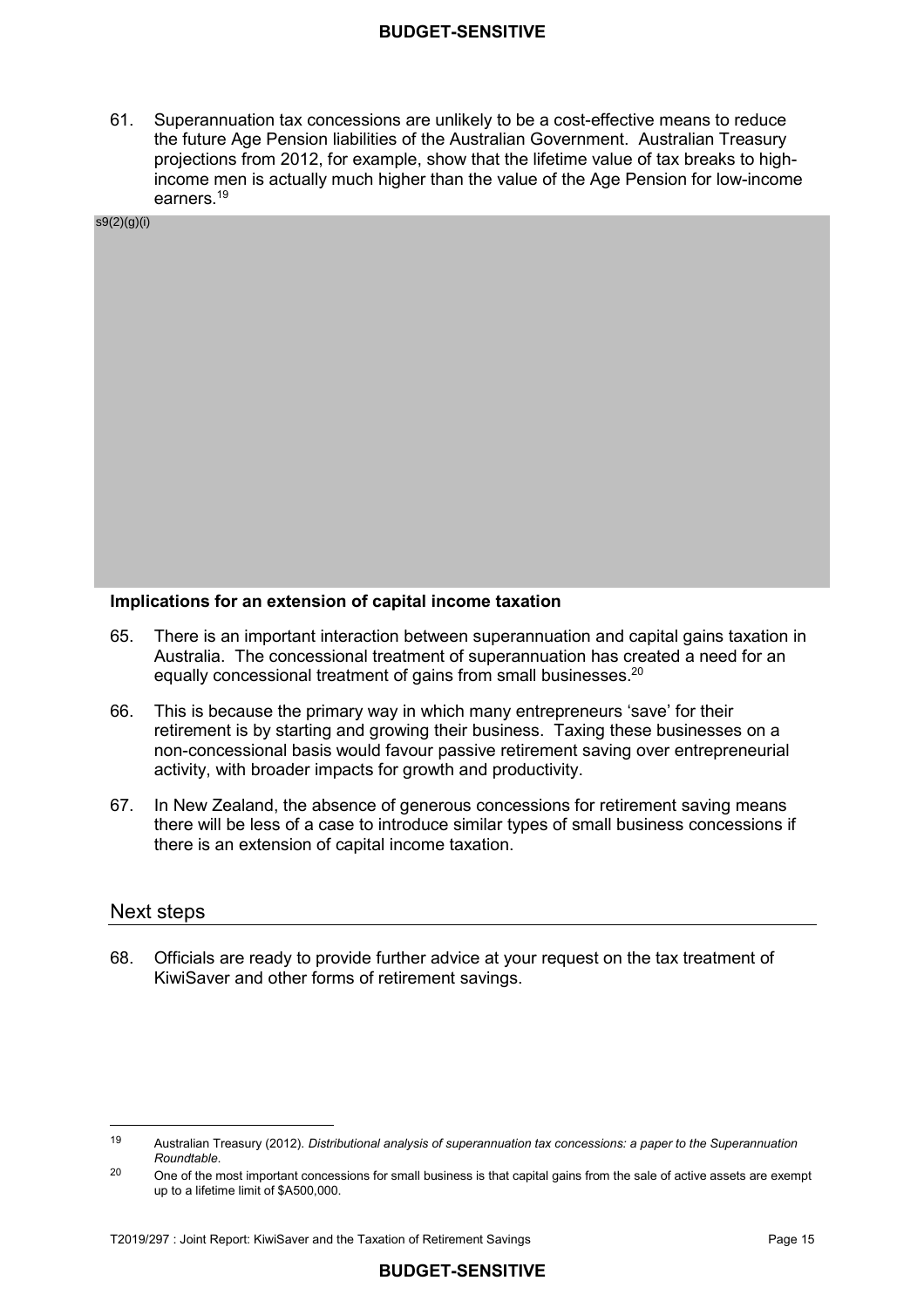61. Superannuation tax concessions are unlikely to be a cost-effective means to reduce the future Age Pension liabilities of the Australian Government. Australian Treasury projections from 2012, for example, show that the lifetime value of tax breaks to high-income men is actually much higher than the value of the Age Pension for low-income earners.[19]

s9(2)(g)(i)

**Implications for an extension of capital income taxation**

65. There is an important interaction between superannuation and capital gains taxation in Australia. The concessional treatment of superannuation has created a need for an equally concessional treatment of gains from small businesses.[20]

66. This is because the primary way in which many entrepreneurs 'save' for their retirement is by starting and growing their business. Taxing these businesses on a non-concessional basis would favour passive retirement saving over entrepreneurial activity, with broader impacts for growth and productivity.

67. In New Zealand, the absence of generous concessions for retirement saving means there will be less of a case to introduce similar types of small business concessions if there is an extension of capital income taxation.

## Next steps

68. Officials are ready to provide further advice at your request on the tax treatment of KiwiSaver and other forms of retirement savings.

---

[19] Australian Treasury (2012). *Distributional analysis of superannuation tax concessions: a paper to the Superannuation Roundtable*.

[20] One of the most important concessions for small business is that capital gains from the sale of active assets are exempt up to a lifetime limit of $A500,000.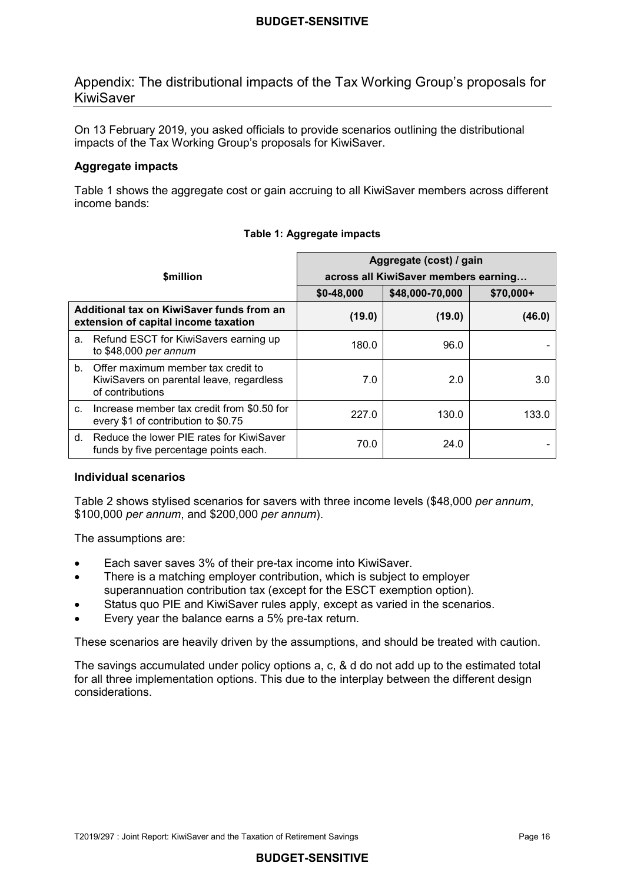## Appendix: The distributional impacts of the Tax Working Group's proposals for KiwiSaver

On 13 February 2019, you asked officials to provide scenarios outlining the distributional impacts of the Tax Working Group's proposals for KiwiSaver.

### Aggregate impacts

Table 1 shows the aggregate cost or gain accruing to all KiwiSaver members across different income bands:

**Table 1: Aggregate impacts**

| $million | Aggregate (cost) / gain across all KiwiSaver members earning… | | |
|---|---|---|---|
| | $0-48,000 | $48,000-70,000 | $70,000+ |
| **Additional tax on KiwiSaver funds from an extension of capital income taxation** | **(19.0)** | **(19.0)** | **(46.0)** |
| a. Refund ESCT for KiwiSavers earning up to $48,000 *per annum* | 180.0 | 96.0 | - |
| b. Offer maximum member tax credit to KiwiSavers on parental leave, regardless of contributions | 7.0 | 2.0 | 3.0 |
| c. Increase member tax credit from $0.50 for every $1 of contribution to $0.75 | 227.0 | 130.0 | 133.0 |
| d. Reduce the lower PIE rates for KiwiSaver funds by five percentage points each. | 70.0 | 24.0 | - |

### Individual scenarios

Table 2 shows stylised scenarios for savers with three income levels ($48,000 *per annum*, $100,000 *per annum*, and $200,000 *per annum*).

The assumptions are:

- Each saver saves 3% of their pre-tax income into KiwiSaver.
- There is a matching employer contribution, which is subject to employer superannuation contribution tax (except for the ESCT exemption option).
- Status quo PIE and KiwiSaver rules apply, except as varied in the scenarios.
- Every year the balance earns a 5% pre-tax return.

These scenarios are heavily driven by the assumptions, and should be treated with caution.

The savings accumulated under policy options a, c, & d do not add up to the estimated total for all three implementation options. This due to the interplay between the different design considerations.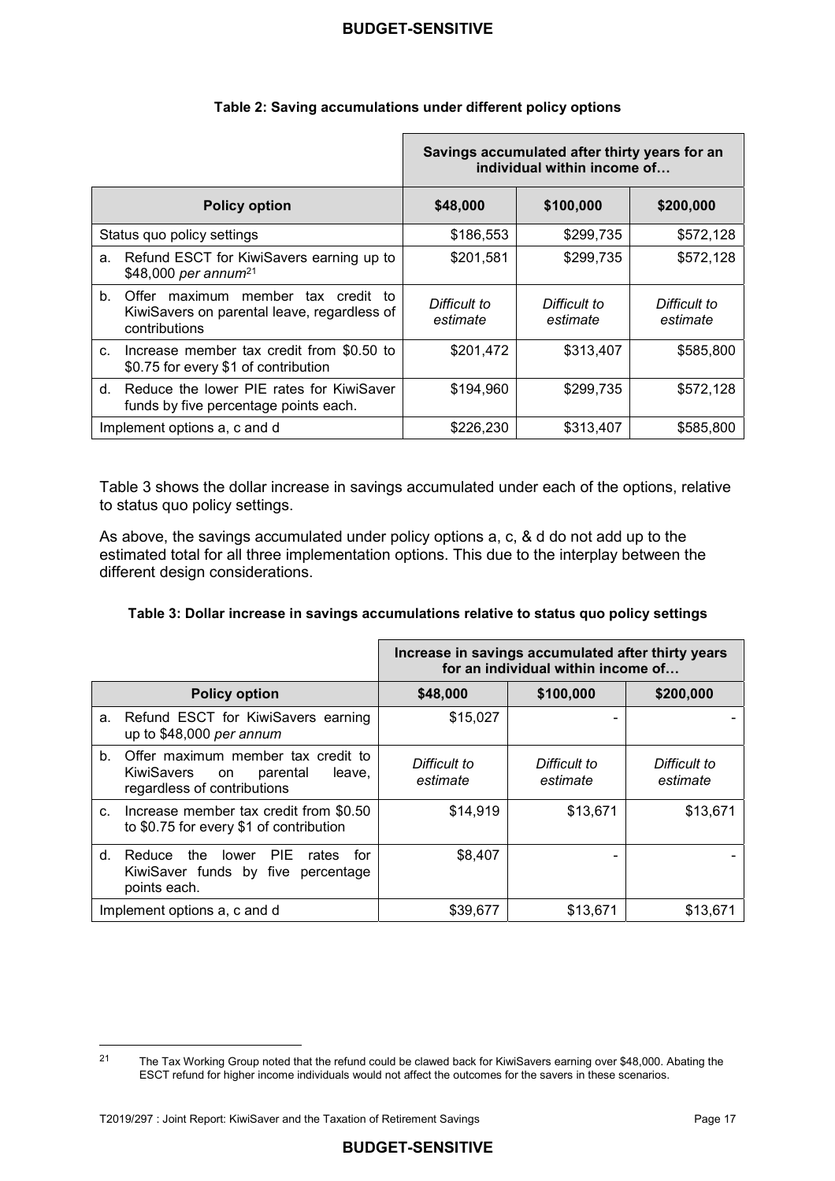**Table 2: Saving accumulations under different policy options**

| | Savings accumulated after thirty years for an individual within income of… | | |
|---|---|---|---|
| **Policy option** | **$48,000** | **$100,000** | **$200,000** |
| Status quo policy settings | $186,553 | $299,735 | $572,128 |
| a. Refund ESCT for KiwiSavers earning up to $48,000 *per annum*[21] | $201,581 | $299,735 | $572,128 |
| b. Offer maximum member tax credit to KiwiSavers on parental leave, regardless of contributions | *Difficult to estimate* | *Difficult to estimate* | *Difficult to estimate* |
| c. Increase member tax credit from $0.50 to $0.75 for every $1 of contribution | $201,472 | $313,407 | $585,800 |
| d. Reduce the lower PIE rates for KiwiSaver funds by five percentage points each. | $194,960 | $299,735 | $572,128 |
| Implement options a, c and d | $226,230 | $313,407 | $585,800 |

Table 3 shows the dollar increase in savings accumulated under each of the options, relative to status quo policy settings.

As above, the savings accumulated under policy options a, c, & d do not add up to the estimated total for all three implementation options. This due to the interplay between the different design considerations.

**Table 3: Dollar increase in savings accumulations relative to status quo policy settings**

| | Increase in savings accumulated after thirty years for an individual within income of… | | |
|---|---|---|---|
| **Policy option** | **$48,000** | **$100,000** | **$200,000** |
| a. Refund ESCT for KiwiSavers earning up to $48,000 *per annum* | $15,027 | - | - |
| b. Offer maximum member tax credit to KiwiSavers on parental leave, regardless of contributions | *Difficult to estimate* | *Difficult to estimate* | *Difficult to estimate* |
| c. Increase member tax credit from $0.50 to $0.75 for every $1 of contribution | $14,919 | $13,671 | $13,671 |
| d. Reduce the lower PIE rates for KiwiSaver funds by five percentage points each. | $8,407 | - | - |
| Implement options a, c and d | $39,677 | $13,671 | $13,671 |

[21] The Tax Working Group noted that the refund could be clawed back for KiwiSavers earning over $48,000. Abating the ESCT refund for higher income individuals would not affect the outcomes for the savers in these scenarios.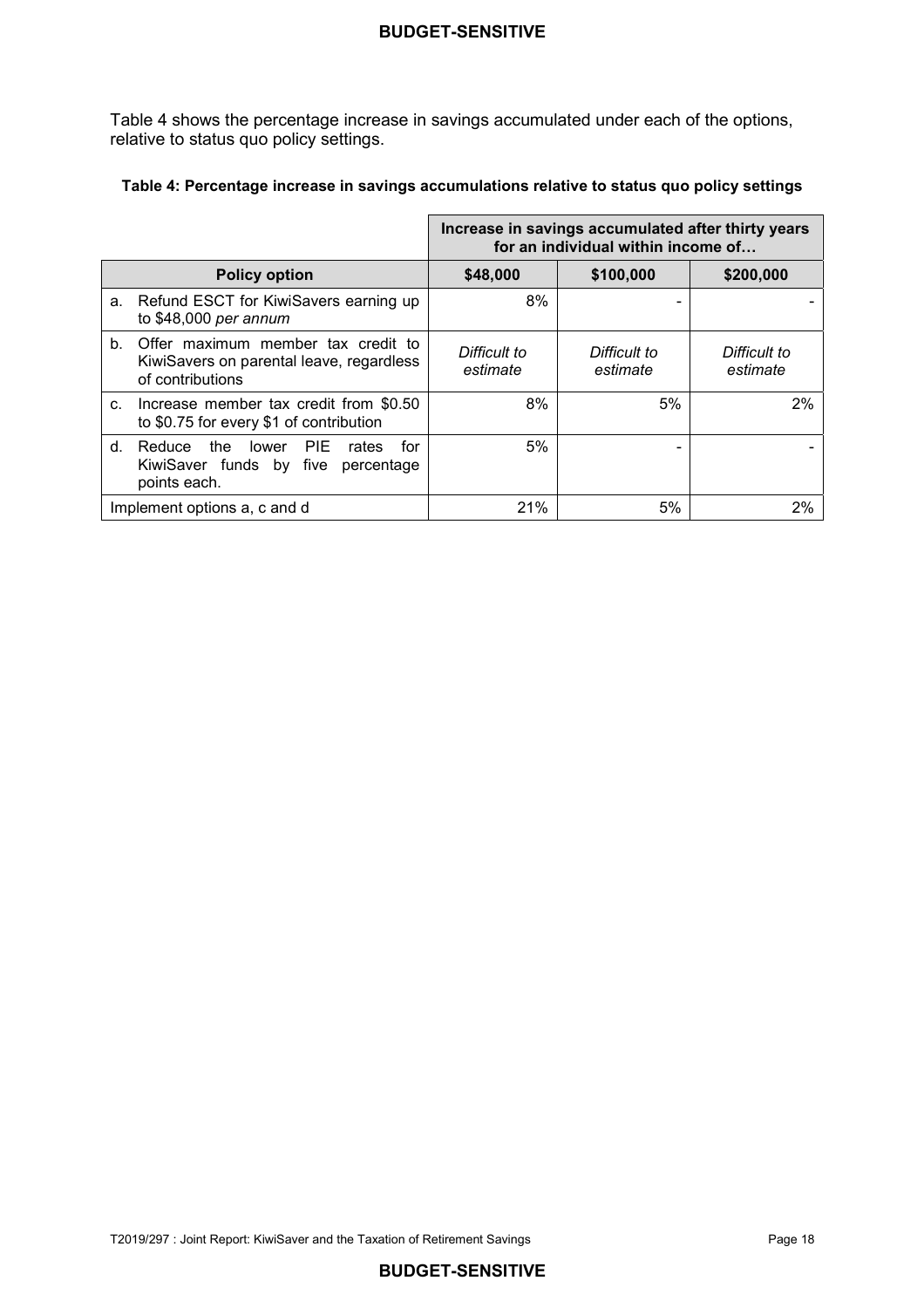Table 4 shows the percentage increase in savings accumulated under each of the options, relative to status quo policy settings.

**Table 4: Percentage increase in savings accumulations relative to status quo policy settings**

| | Increase in savings accumulated after thirty years for an individual within income of… | | |
|---|---|---|---|
| **Policy option** | **$48,000** | **$100,000** | **$200,000** |
| a. Refund ESCT for KiwiSavers earning up to $48,000 *per annum* | 8% | - | - |
| b. Offer maximum member tax credit to KiwiSavers on parental leave, regardless of contributions | *Difficult to estimate* | *Difficult to estimate* | *Difficult to estimate* |
| c. Increase member tax credit from $0.50 to $0.75 for every $1 of contribution | 8% | 5% | 2% |
| d. Reduce the lower PIE rates for KiwiSaver funds by five percentage points each. | 5% | - | - |
| Implement options a, c and d | 21% | 5% | 2% |